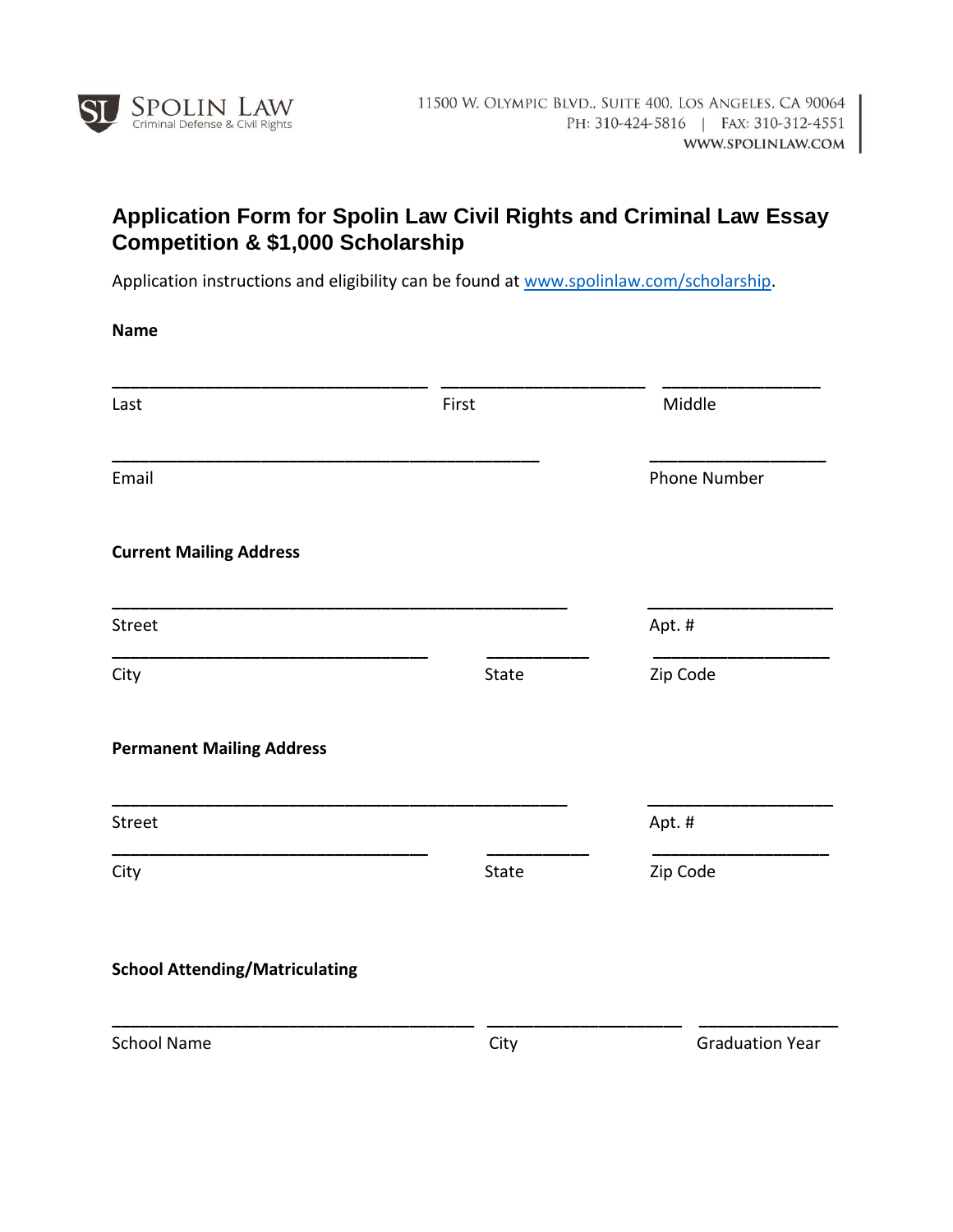SPOLIN LAW
Criminal Defense & Civil Rights

11500 W. Olympic Blvd., Suite 400, Los Angeles, CA 90064
Ph: 310-424-5816 | Fax: 310-312-4551
www.spolinlaw.com

# Application Form for Spolin Law Civil Rights and Criminal Law Essay Competition & $1,000 Scholarship

Application instructions and eligibility can be found at [www.spolinlaw.com/scholarship](http://www.spolinlaw.com/scholarship).

**Name**

| ______________________ | ______________________ | ______________________ |
|---|---|---|
| Last | First | Middle |

| ______________________ | ______________________ |
|---|---|
| Email | Phone Number |

**Current Mailing Address**

| ______________________ | | ______________________ |
|---|---|---|
| Street | | Apt. # |
| City | State | Zip Code |

**Permanent Mailing Address**

| ______________________ | | ______________________ |
|---|---|---|
| Street | | Apt. # |
| City | State | Zip Code |

**School Attending/Matriculating**

| ______________________ | ______________________ | ______________________ |
|---|---|---|
| School Name | City | Graduation Year |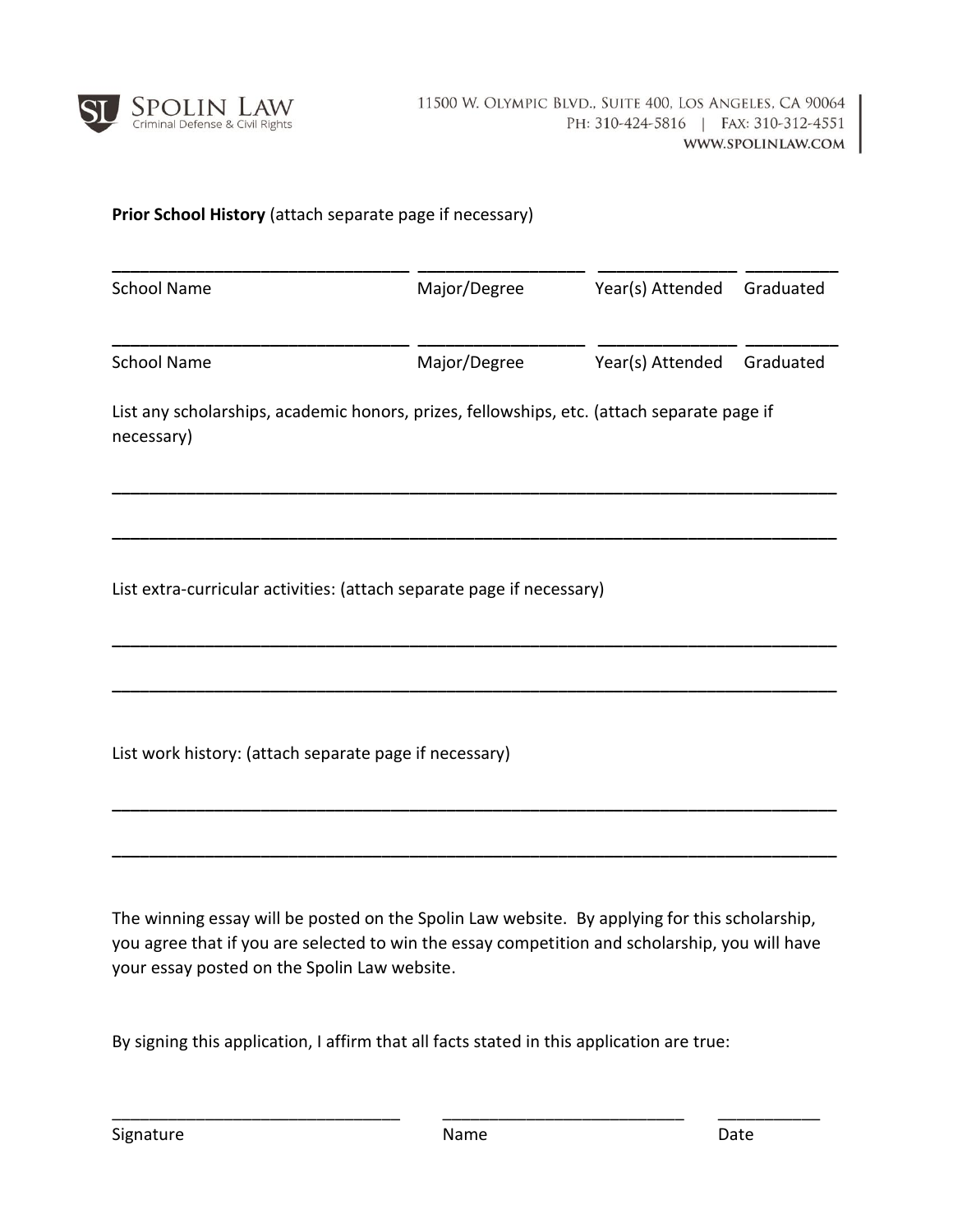**Prior School History** (attach separate page if necessary)

| School Name | Major/Degree | Year(s) Attended | Graduated |
|---|---|---|---|
| | | | |
| | | | |

List any scholarships, academic honors, prizes, fellowships, etc. (attach separate page if necessary)

\_\_\_\_\_\_\_\_\_\_\_\_\_\_\_\_\_\_\_\_\_\_\_\_\_\_\_\_\_\_\_\_\_\_\_\_\_\_\_\_\_\_\_\_\_\_\_\_\_\_\_\_\_\_\_\_\_\_\_\_\_\_\_\_\_\_\_\_\_\_\_\_\_\_

\_\_\_\_\_\_\_\_\_\_\_\_\_\_\_\_\_\_\_\_\_\_\_\_\_\_\_\_\_\_\_\_\_\_\_\_\_\_\_\_\_\_\_\_\_\_\_\_\_\_\_\_\_\_\_\_\_\_\_\_\_\_\_\_\_\_\_\_\_\_\_\_\_\_

List extra-curricular activities: (attach separate page if necessary)

\_\_\_\_\_\_\_\_\_\_\_\_\_\_\_\_\_\_\_\_\_\_\_\_\_\_\_\_\_\_\_\_\_\_\_\_\_\_\_\_\_\_\_\_\_\_\_\_\_\_\_\_\_\_\_\_\_\_\_\_\_\_\_\_\_\_\_\_\_\_\_\_\_\_

\_\_\_\_\_\_\_\_\_\_\_\_\_\_\_\_\_\_\_\_\_\_\_\_\_\_\_\_\_\_\_\_\_\_\_\_\_\_\_\_\_\_\_\_\_\_\_\_\_\_\_\_\_\_\_\_\_\_\_\_\_\_\_\_\_\_\_\_\_\_\_\_\_\_

List work history: (attach separate page if necessary)

\_\_\_\_\_\_\_\_\_\_\_\_\_\_\_\_\_\_\_\_\_\_\_\_\_\_\_\_\_\_\_\_\_\_\_\_\_\_\_\_\_\_\_\_\_\_\_\_\_\_\_\_\_\_\_\_\_\_\_\_\_\_\_\_\_\_\_\_\_\_\_\_\_\_

\_\_\_\_\_\_\_\_\_\_\_\_\_\_\_\_\_\_\_\_\_\_\_\_\_\_\_\_\_\_\_\_\_\_\_\_\_\_\_\_\_\_\_\_\_\_\_\_\_\_\_\_\_\_\_\_\_\_\_\_\_\_\_\_\_\_\_\_\_\_\_\_\_\_

The winning essay will be posted on the Spolin Law website. By applying for this scholarship, you agree that if you are selected to win the essay competition and scholarship, you will have your essay posted on the Spolin Law website.

By signing this application, I affirm that all facts stated in this application are true:

| Signature | Name | Date |
|---|---|---|
| | | |